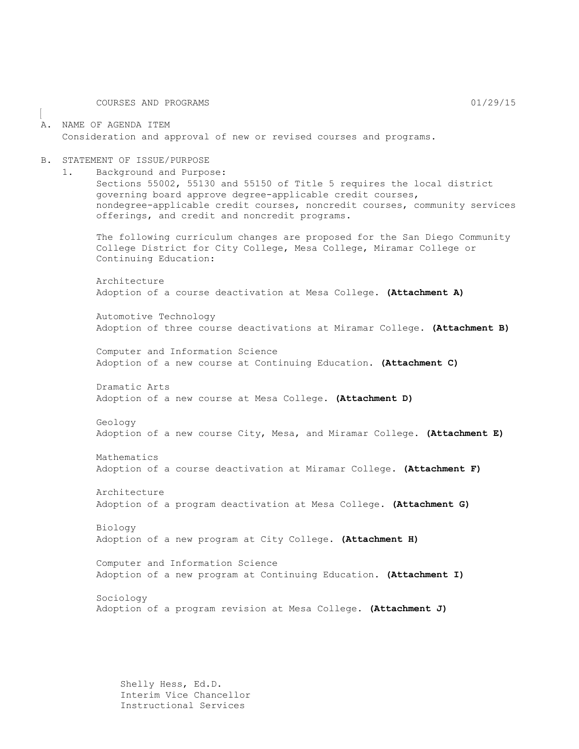COURSES AND PROGRAMS 01/29/15

A. NAME OF AGENDA ITEM
   Consideration and approval of new or revised courses and programs.

B. STATEMENT OF ISSUE/PURPOSE

   1. Background and Purpose:
      Sections 55002, 55130 and 55150 of Title 5 requires the local district governing board approve degree-applicable credit courses, nondegree-applicable credit courses, noncredit courses, community services offerings, and credit and noncredit programs.

      The following curriculum changes are proposed for the San Diego Community College District for City College, Mesa College, Miramar College or Continuing Education:

      Architecture
      Adoption of a course deactivation at Mesa College. **(Attachment A)**

      Automotive Technology
      Adoption of three course deactivations at Miramar College. **(Attachment B)**

      Computer and Information Science
      Adoption of a new course at Continuing Education. **(Attachment C)**

      Dramatic Arts
      Adoption of a new course at Mesa College. **(Attachment D)**

      Geology
      Adoption of a new course City, Mesa, and Miramar College. **(Attachment E)**

      Mathematics
      Adoption of a course deactivation at Miramar College. **(Attachment F)**

      Architecture
      Adoption of a program deactivation at Mesa College. **(Attachment G)**

      Biology
      Adoption of a new program at City College. **(Attachment H)**

      Computer and Information Science
      Adoption of a new program at Continuing Education. **(Attachment I)**

      Sociology
      Adoption of a program revision at Mesa College. **(Attachment J)**

Shelly Hess, Ed.D.
Interim Vice Chancellor
Instructional Services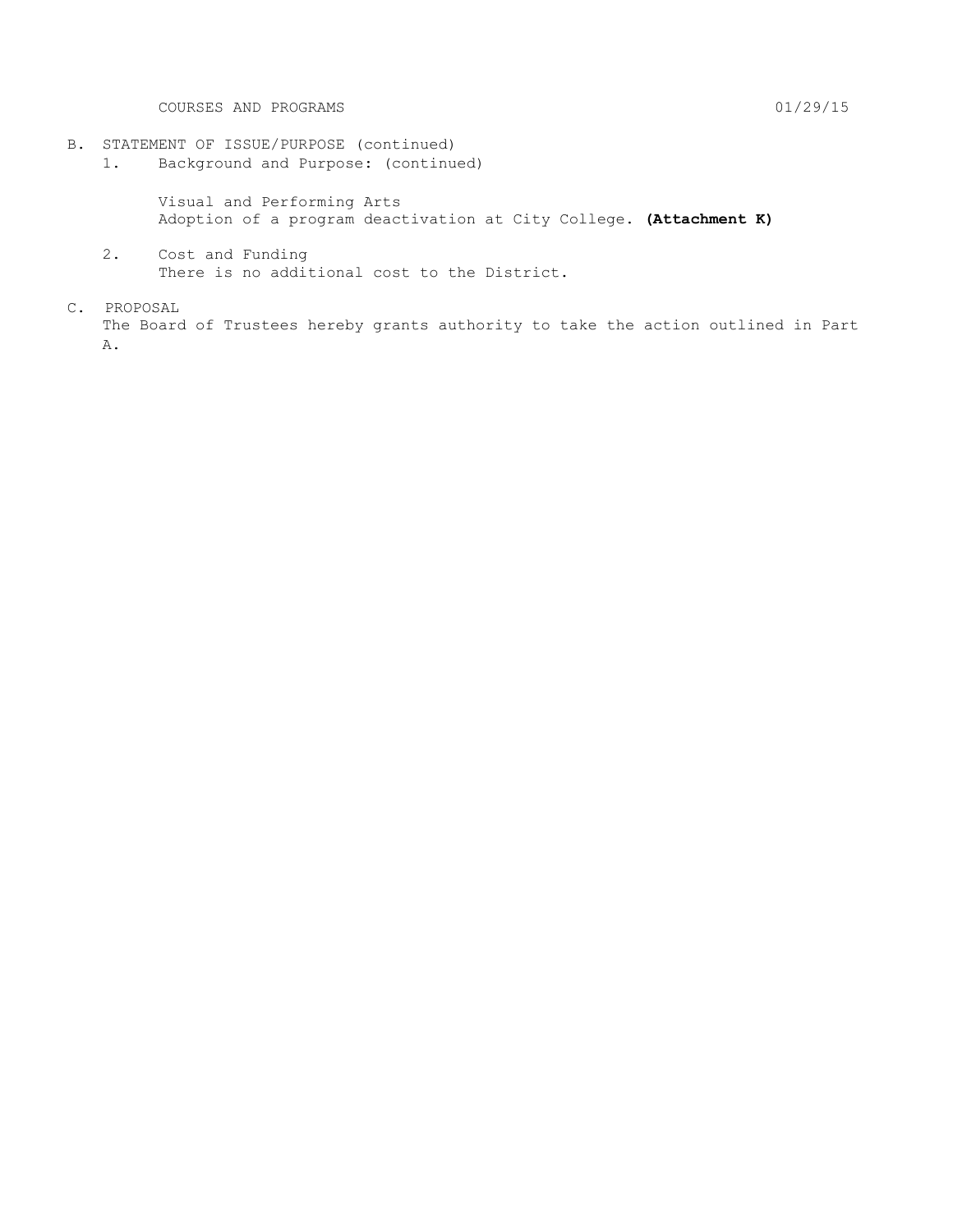B. STATEMENT OF ISSUE/PURPOSE (continued)

1. Background and Purpose: (continued)

   Visual and Performing Arts
   Adoption of a program deactivation at City College. **(Attachment K)**

2. Cost and Funding
   There is no additional cost to the District.

C. PROPOSAL

The Board of Trustees hereby grants authority to take the action outlined in Part A.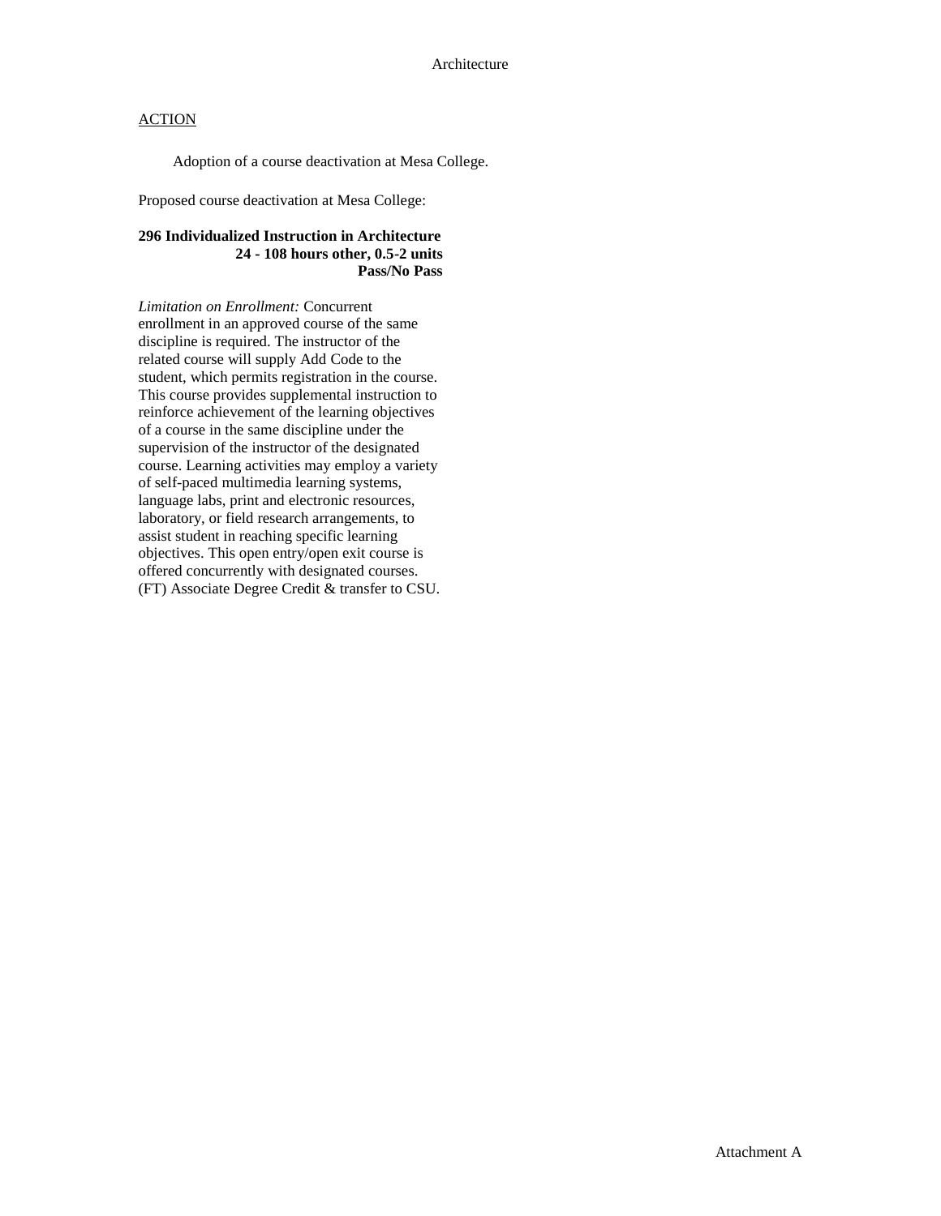Architecture

ACTION

Adoption of a course deactivation at Mesa College.

Proposed course deactivation at Mesa College:

**296 Individualized Instruction in Architecture**
**24 - 108 hours other, 0.5-2 units**
**Pass/No Pass**

*Limitation on Enrollment:* Concurrent enrollment in an approved course of the same discipline is required. The instructor of the related course will supply Add Code to the student, which permits registration in the course. This course provides supplemental instruction to reinforce achievement of the learning objectives of a course in the same discipline under the supervision of the instructor of the designated course. Learning activities may employ a variety of self-paced multimedia learning systems, language labs, print and electronic resources, laboratory, or field research arrangements, to assist student in reaching specific learning objectives. This open entry/open exit course is offered concurrently with designated courses. (FT) Associate Degree Credit & transfer to CSU.

Attachment A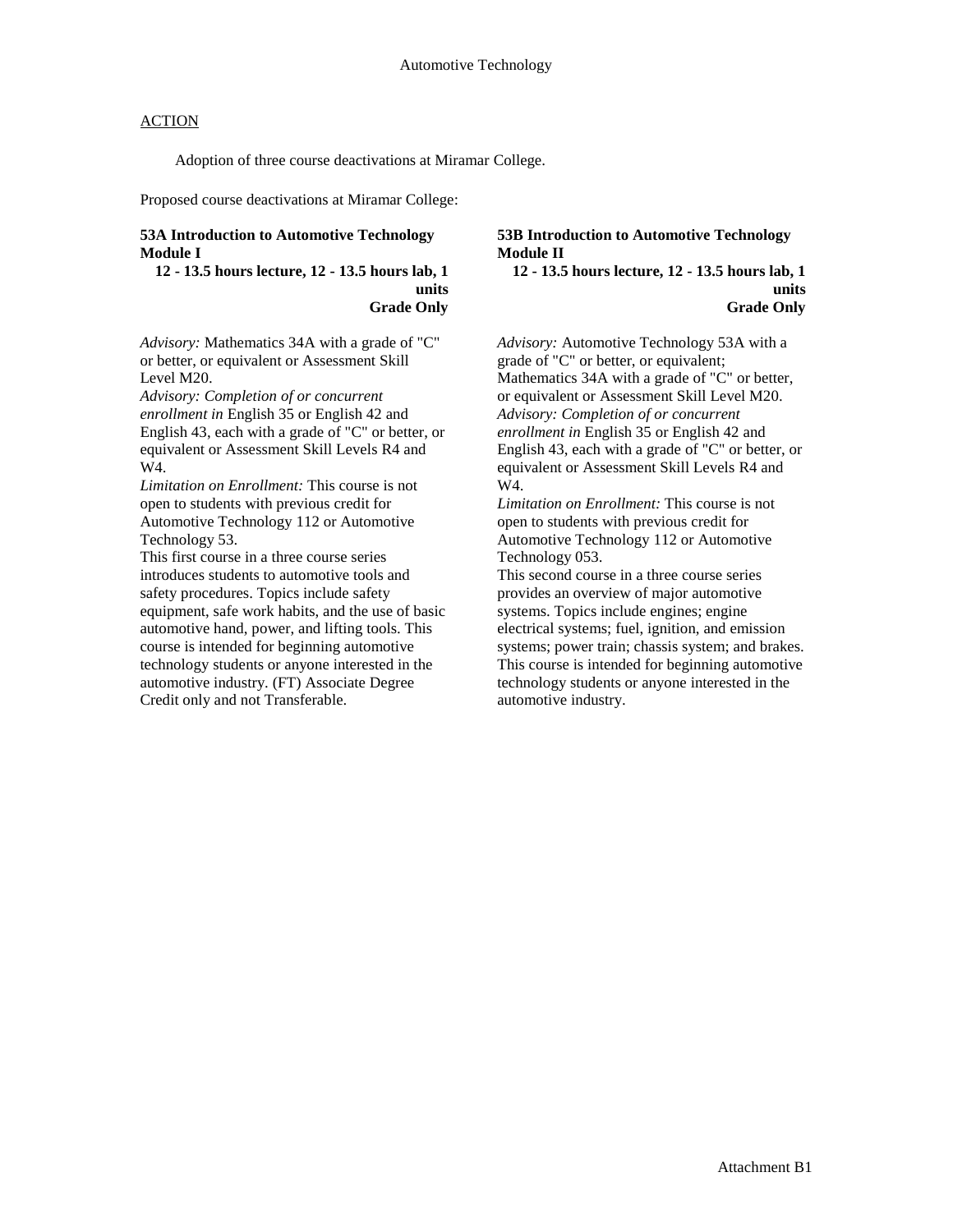Automotive Technology

ACTION

Adoption of three course deactivations at Miramar College.

Proposed course deactivations at Miramar College:

**53A Introduction to Automotive Technology Module I**
**12 - 13.5 hours lecture, 12 - 13.5 hours lab, 1 units**
**Grade Only**

*Advisory:* Mathematics 34A with a grade of "C" or better, or equivalent or Assessment Skill Level M20.
*Advisory: Completion of or concurrent enrollment in* English 35 or English 42 and English 43, each with a grade of "C" or better, or equivalent or Assessment Skill Levels R4 and W4.
*Limitation on Enrollment:* This course is not open to students with previous credit for Automotive Technology 112 or Automotive Technology 53.
This first course in a three course series introduces students to automotive tools and safety procedures. Topics include safety equipment, safe work habits, and the use of basic automotive hand, power, and lifting tools. This course is intended for beginning automotive technology students or anyone interested in the automotive industry. (FT) Associate Degree Credit only and not Transferable.

**53B Introduction to Automotive Technology Module II**
**12 - 13.5 hours lecture, 12 - 13.5 hours lab, 1 units**
**Grade Only**

*Advisory:* Automotive Technology 53A with a grade of "C" or better, or equivalent; Mathematics 34A with a grade of "C" or better, or equivalent or Assessment Skill Level M20.
*Advisory: Completion of or concurrent enrollment in* English 35 or English 42 and English 43, each with a grade of "C" or better, or equivalent or Assessment Skill Levels R4 and W4.
*Limitation on Enrollment:* This course is not open to students with previous credit for Automotive Technology 112 or Automotive Technology 053.
This second course in a three course series provides an overview of major automotive systems. Topics include engines; engine electrical systems; fuel, ignition, and emission systems; power train; chassis system; and brakes. This course is intended for beginning automotive technology students or anyone interested in the automotive industry.

Attachment B1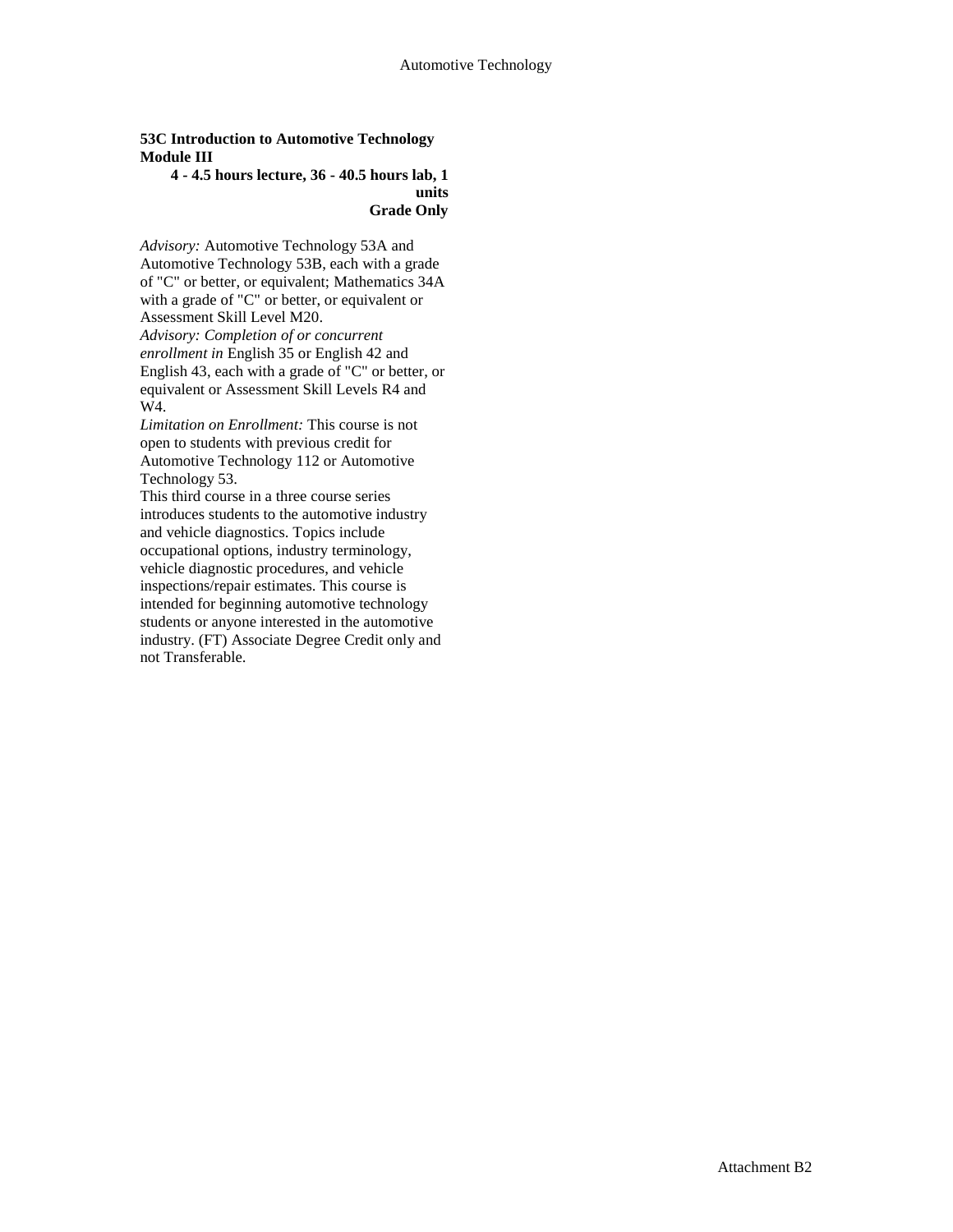**53C Introduction to Automotive Technology Module III**

**4 - 4.5 hours lecture, 36 - 40.5 hours lab, 1 units**

**Grade Only**

*Advisory:* Automotive Technology 53A and Automotive Technology 53B, each with a grade of "C" or better, or equivalent; Mathematics 34A with a grade of "C" or better, or equivalent or Assessment Skill Level M20.

*Advisory: Completion of or concurrent enrollment in* English 35 or English 42 and English 43, each with a grade of "C" or better, or equivalent or Assessment Skill Levels R4 and W4.

*Limitation on Enrollment:* This course is not open to students with previous credit for Automotive Technology 112 or Automotive Technology 53.

This third course in a three course series introduces students to the automotive industry and vehicle diagnostics. Topics include occupational options, industry terminology, vehicle diagnostic procedures, and vehicle inspections/repair estimates. This course is intended for beginning automotive technology students or anyone interested in the automotive industry. (FT) Associate Degree Credit only and not Transferable.

Attachment B2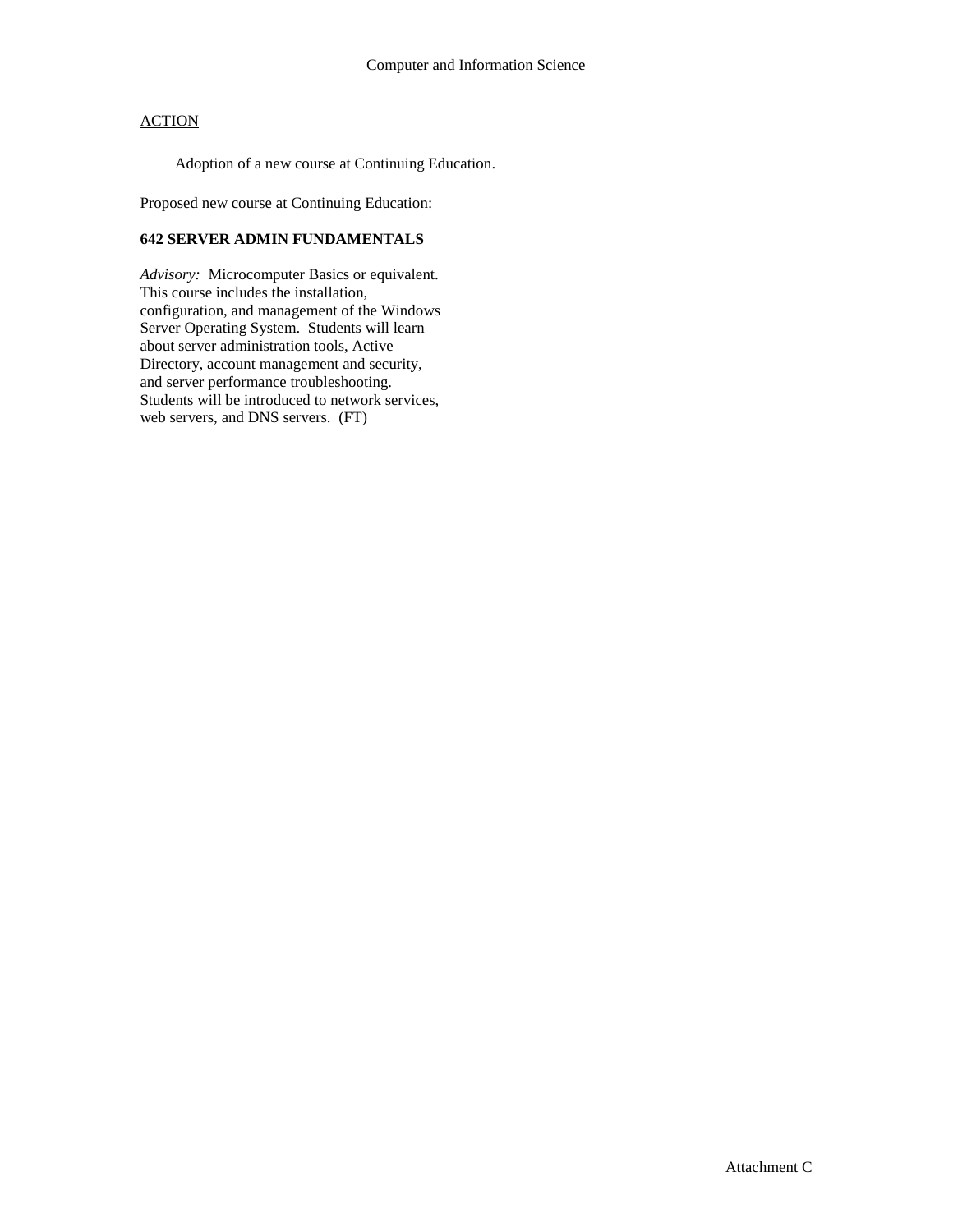Computer and Information Science

ACTION

Adoption of a new course at Continuing Education.

Proposed new course at Continuing Education:

**642 SERVER ADMIN FUNDAMENTALS**

*Advisory:* Microcomputer Basics or equivalent. This course includes the installation, configuration, and management of the Windows Server Operating System. Students will learn about server administration tools, Active Directory, account management and security, and server performance troubleshooting. Students will be introduced to network services, web servers, and DNS servers. (FT)

Attachment C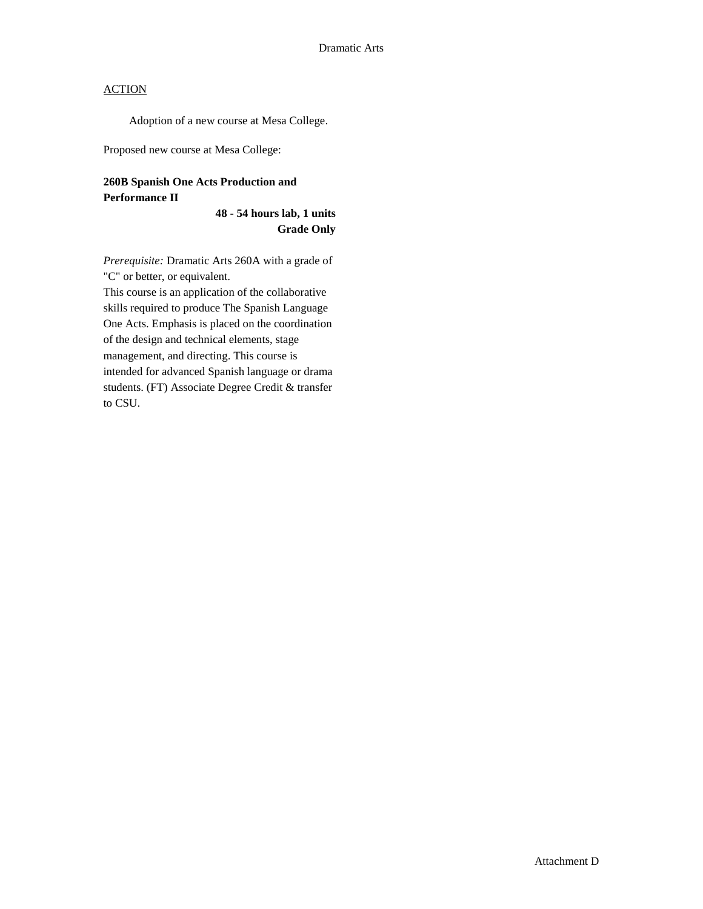Dramatic Arts

<u>ACTION</u>

Adoption of a new course at Mesa College.

Proposed new course at Mesa College:

**260B Spanish One Acts Production and Performance II**

**48 - 54 hours lab, 1 units**
**Grade Only**

*Prerequisite:* Dramatic Arts 260A with a grade of "C" or better, or equivalent.
This course is an application of the collaborative skills required to produce The Spanish Language One Acts. Emphasis is placed on the coordination of the design and technical elements, stage management, and directing. This course is intended for advanced Spanish language or drama students. (FT) Associate Degree Credit & transfer to CSU.

Attachment D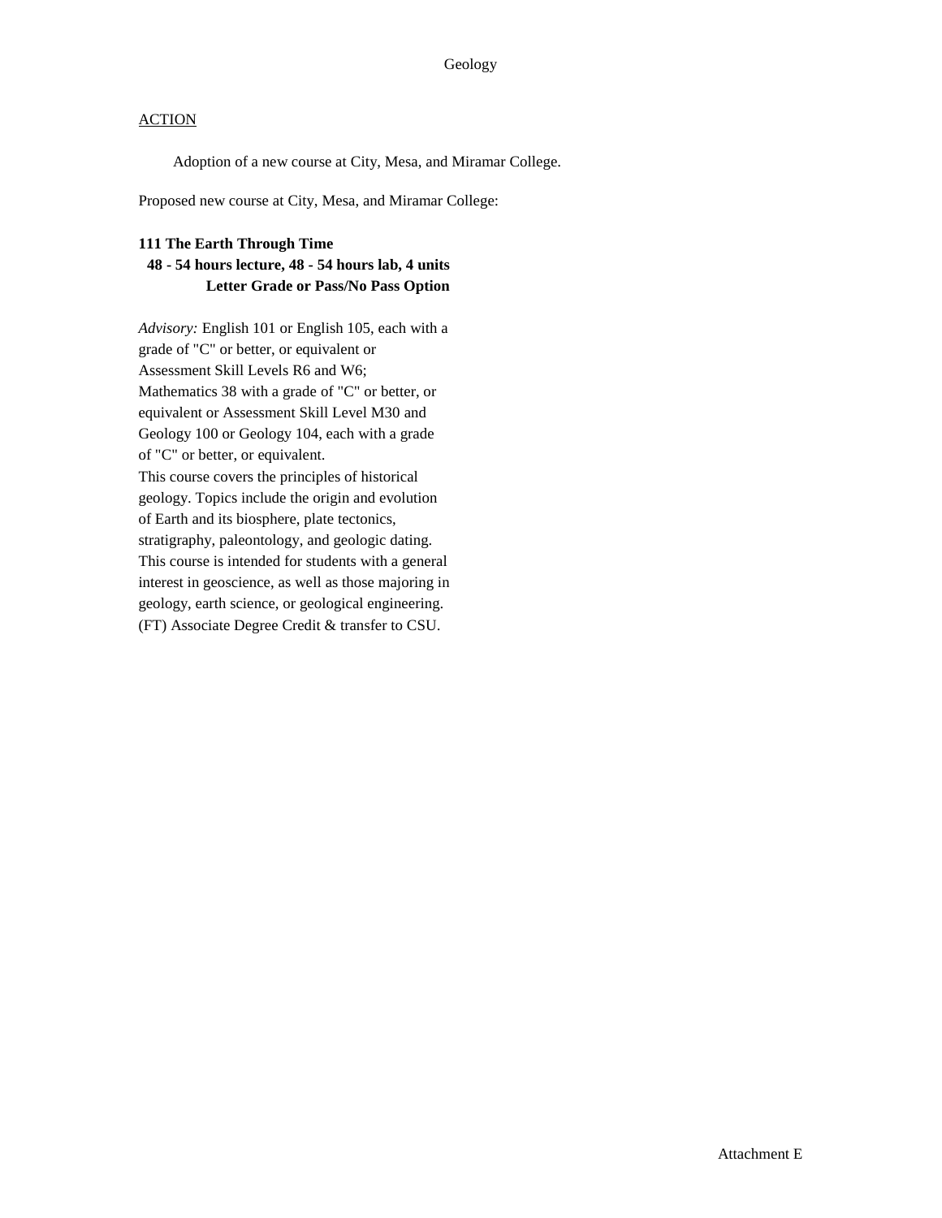Geology

ACTION

Adoption of a new course at City, Mesa, and Miramar College.

Proposed new course at City, Mesa, and Miramar College:

**111 The Earth Through Time**
**48 - 54 hours lecture, 48 - 54 hours lab, 4 units**
**Letter Grade or Pass/No Pass Option**

*Advisory:* English 101 or English 105, each with a grade of "C" or better, or equivalent or Assessment Skill Levels R6 and W6; Mathematics 38 with a grade of "C" or better, or equivalent or Assessment Skill Level M30 and Geology 100 or Geology 104, each with a grade of "C" or better, or equivalent.
This course covers the principles of historical geology. Topics include the origin and evolution of Earth and its biosphere, plate tectonics, stratigraphy, paleontology, and geologic dating. This course is intended for students with a general interest in geoscience, as well as those majoring in geology, earth science, or geological engineering. (FT) Associate Degree Credit & transfer to CSU.

Attachment E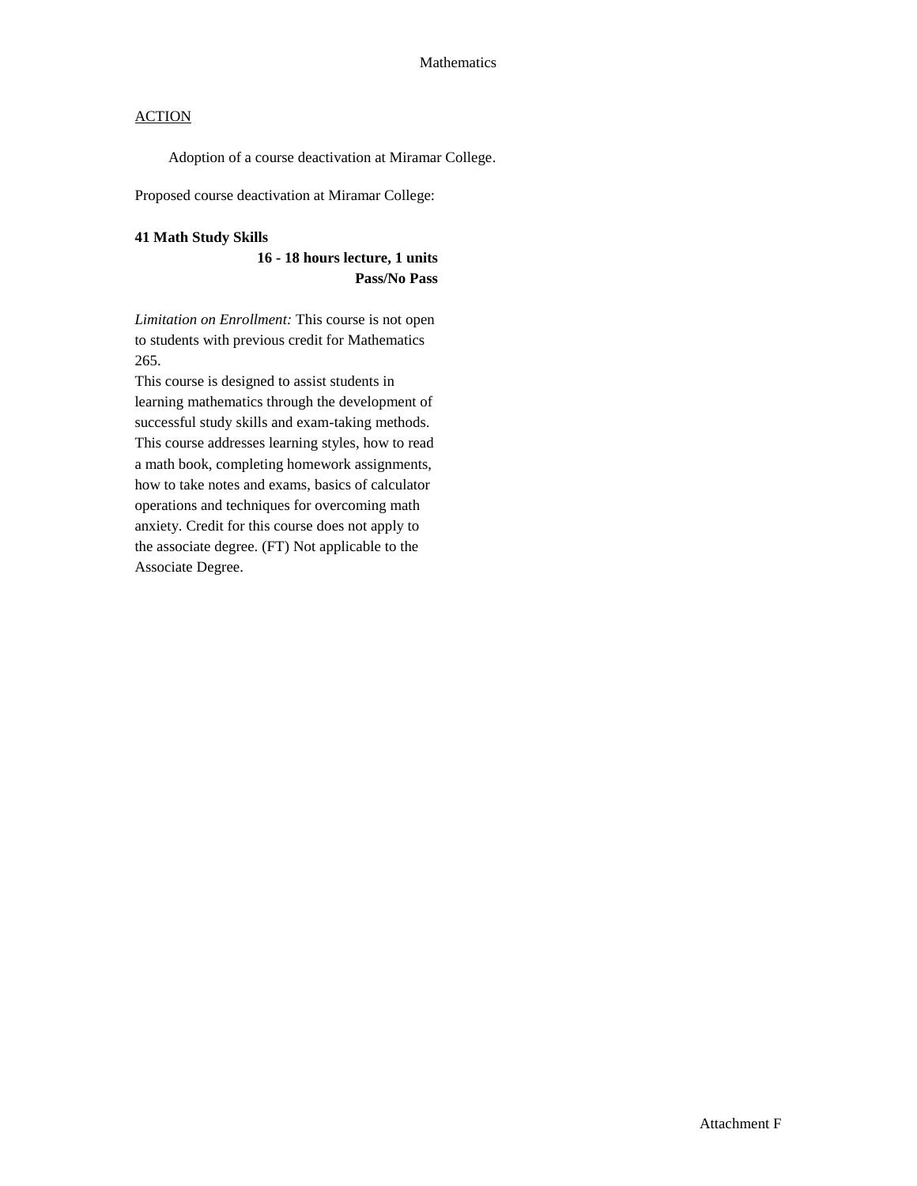ACTION

Adoption of a course deactivation at Miramar College.

Proposed course deactivation at Miramar College:

**41 Math Study Skills**

**16 - 18 hours lecture, 1 units**

**Pass/No Pass**

*Limitation on Enrollment:* This course is not open to students with previous credit for Mathematics 265.

This course is designed to assist students in learning mathematics through the development of successful study skills and exam-taking methods. This course addresses learning styles, how to read a math book, completing homework assignments, how to take notes and exams, basics of calculator operations and techniques for overcoming math anxiety. Credit for this course does not apply to the associate degree. (FT) Not applicable to the Associate Degree.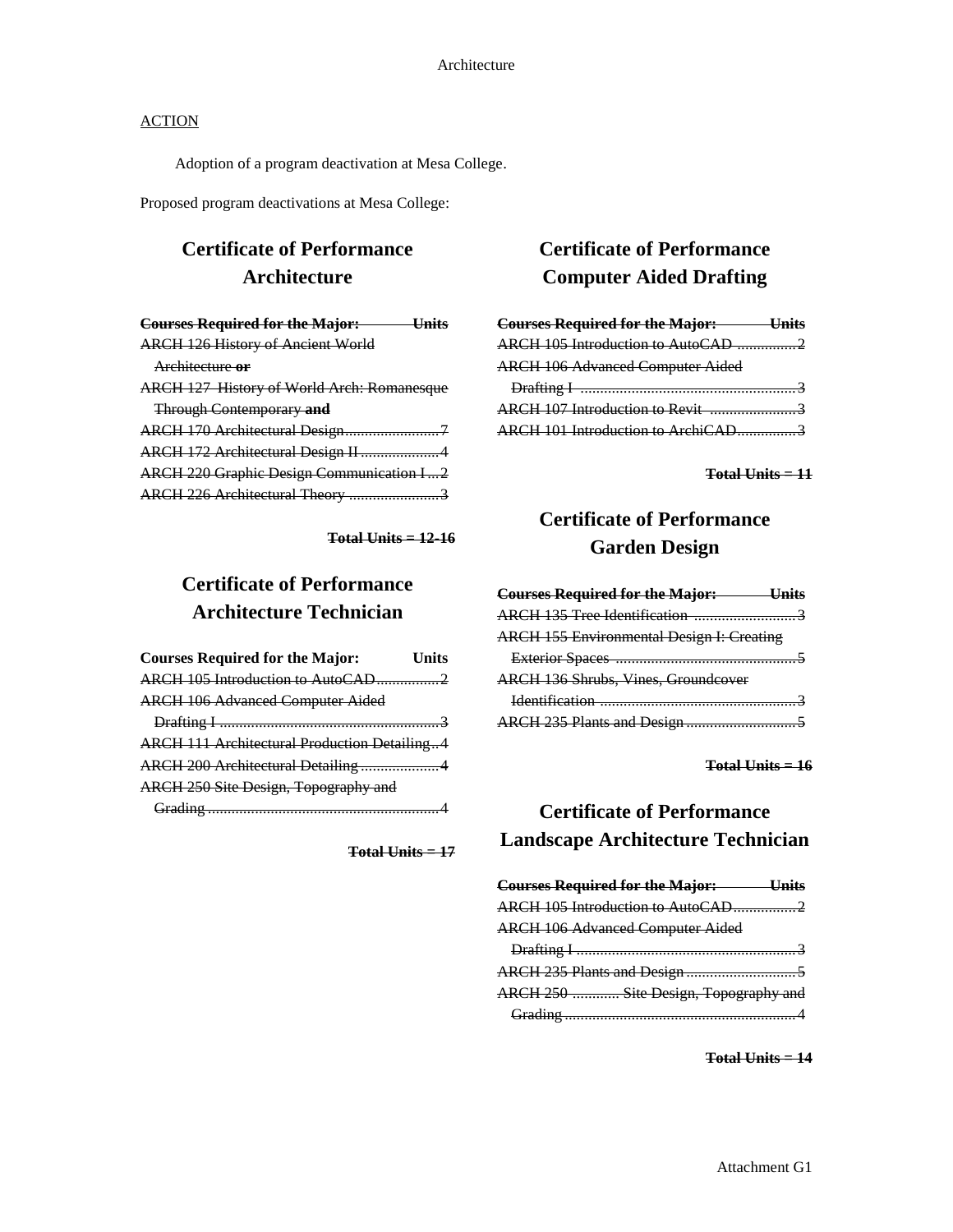ACTION

Adoption of a program deactivation at Mesa College.

Proposed program deactivations at Mesa College:

## Certificate of Performance Architecture

| ~~**Courses Required for the Major:**~~ | ~~**Units**~~ |
|---|---|
| ~~ARCH 126 History of Ancient World Architecture~~ ~~**or**~~ | |
| ~~ARCH 127 History of World Arch: Romanesque Through Contemporary~~ ~~**and**~~ | |
| ~~ARCH 170 Architectural Design~~ | ~~7~~ |
| ~~ARCH 172 Architectural Design II~~ | ~~4~~ |
| ~~ARCH 220 Graphic Design Communication I~~ | ~~2~~ |
| ~~ARCH 226 Architectural Theory~~ | ~~3~~ |

~~**Total Units = 12-16**~~

## Certificate of Performance Architecture Technician

| **Courses Required for the Major:** | **Units** |
|---|---|
| ~~ARCH 105 Introduction to AutoCAD~~ | ~~2~~ |
| ~~ARCH 106 Advanced Computer Aided Drafting I~~ | ~~3~~ |
| ~~ARCH 111 Architectural Production Detailing~~ | ~~4~~ |
| ~~ARCH 200 Architectural Detailing~~ | ~~4~~ |
| ~~ARCH 250 Site Design, Topography and Grading~~ | ~~4~~ |

~~**Total Units = 17**~~

## Certificate of Performance Computer Aided Drafting

| ~~**Courses Required for the Major:**~~ | ~~**Units**~~ |
|---|---|
| ~~ARCH 105 Introduction to AutoCAD~~ | ~~2~~ |
| ~~ARCH 106 Advanced Computer Aided Drafting I~~ | ~~3~~ |
| ~~ARCH 107 Introduction to Revit~~ | ~~3~~ |
| ~~ARCH 101 Introduction to ArchiCAD~~ | ~~3~~ |

~~**Total Units = 11**~~

## Certificate of Performance Garden Design

| ~~**Courses Required for the Major:**~~ | ~~**Units**~~ |
|---|---|
| ~~ARCH 135 Tree Identification~~ | ~~3~~ |
| ~~ARCH 155 Environmental Design I: Creating Exterior Spaces~~ | ~~5~~ |
| ~~ARCH 136 Shrubs, Vines, Groundcover Identification~~ | ~~3~~ |
| ~~ARCH 235 Plants and Design~~ | ~~5~~ |

~~**Total Units = 16**~~

## Certificate of Performance Landscape Architecture Technician

| ~~**Courses Required for the Major:**~~ | ~~**Units**~~ |
|---|---|
| ~~ARCH 105 Introduction to AutoCAD~~ | ~~2~~ |
| ~~ARCH 106 Advanced Computer Aided Drafting I~~ | ~~3~~ |
| ~~ARCH 235 Plants and Design~~ | ~~5~~ |
| ~~ARCH 250 Site Design, Topography and Grading~~ | ~~4~~ |

~~**Total Units = 14**~~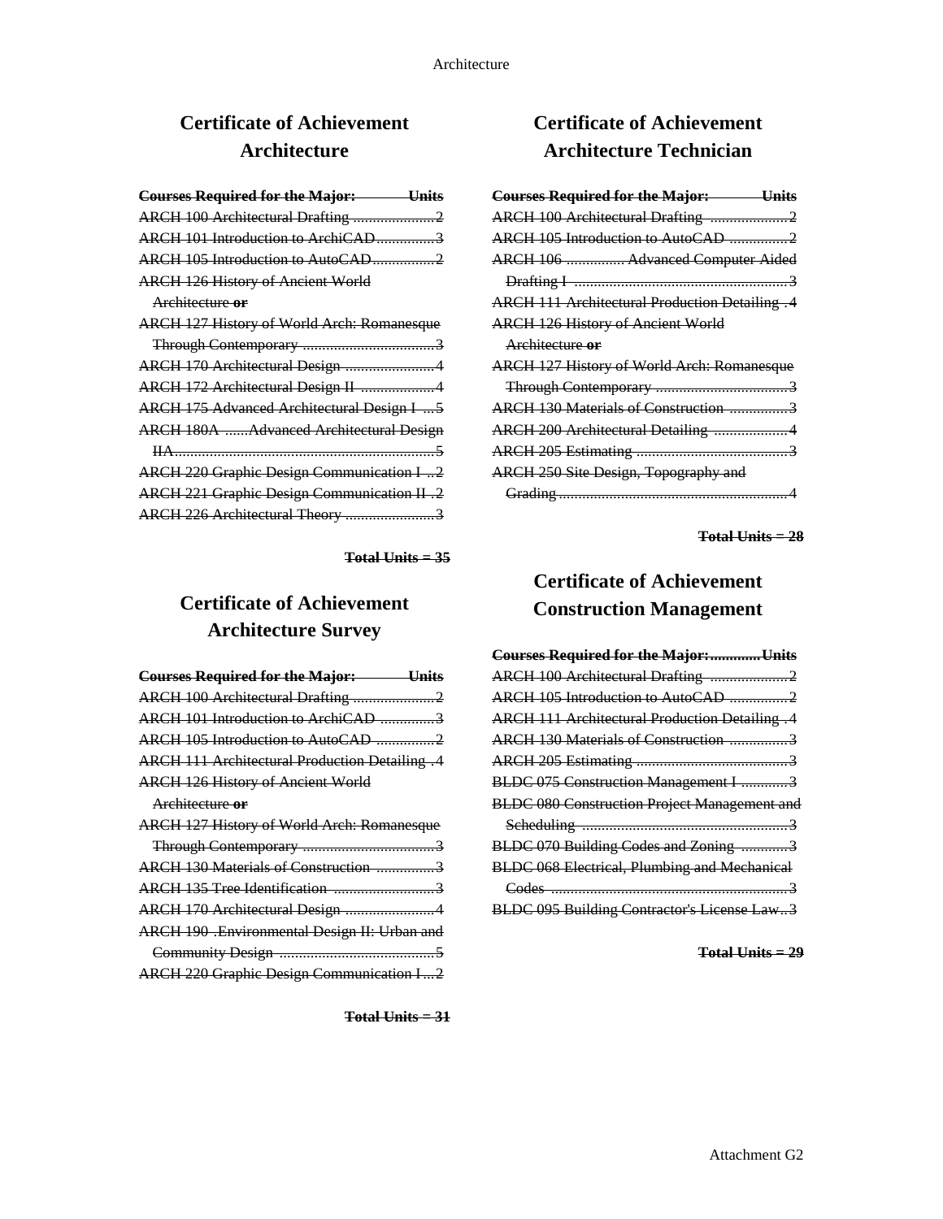# Certificate of Achievement
# Architecture

| ~~Courses Required for the Major:~~ | ~~Units~~ |
|---|---|
| ~~ARCH 100 Architectural Drafting~~ | ~~2~~ |
| ~~ARCH 101 Introduction to ArchiCAD~~ | ~~3~~ |
| ~~ARCH 105 Introduction to AutoCAD~~ | ~~2~~ |
| ~~ARCH 126 History of Ancient World Architecture **or**~~ | |
| ~~ARCH 127 History of World Arch: Romanesque Through Contemporary~~ | ~~3~~ |
| ~~ARCH 170 Architectural Design~~ | ~~4~~ |
| ~~ARCH 172 Architectural Design II~~ | ~~4~~ |
| ~~ARCH 175 Advanced Architectural Design I~~ | ~~5~~ |
| ~~ARCH 180A Advanced Architectural Design IIA~~ | ~~5~~ |
| ~~ARCH 220 Graphic Design Communication I~~ | ~~2~~ |
| ~~ARCH 221 Graphic Design Communication II~~ | ~~2~~ |
| ~~ARCH 226 Architectural Theory~~ | ~~3~~ |

**~~Total Units = 35~~**

# Certificate of Achievement
# Architecture Survey

| ~~Courses Required for the Major:~~ | ~~Units~~ |
|---|---|
| ~~ARCH 100 Architectural Drafting~~ | ~~2~~ |
| ~~ARCH 101 Introduction to ArchiCAD~~ | ~~3~~ |
| ~~ARCH 105 Introduction to AutoCAD~~ | ~~2~~ |
| ~~ARCH 111 Architectural Production Detailing~~ | ~~4~~ |
| ~~ARCH 126 History of Ancient World Architecture **or**~~ | |
| ~~ARCH 127 History of World Arch: Romanesque Through Contemporary~~ | ~~3~~ |
| ~~ARCH 130 Materials of Construction~~ | ~~3~~ |
| ~~ARCH 135 Tree Identification~~ | ~~3~~ |
| ~~ARCH 170 Architectural Design~~ | ~~4~~ |
| ~~ARCH 190 .Environmental Design II: Urban and Community Design~~ | ~~5~~ |
| ~~ARCH 220 Graphic Design Communication I~~ | ~~2~~ |

**~~Total Units = 31~~**

# Certificate of Achievement
# Architecture Technician

| ~~Courses Required for the Major:~~ | ~~Units~~ |
|---|---|
| ~~ARCH 100 Architectural Drafting~~ | ~~2~~ |
| ~~ARCH 105 Introduction to AutoCAD~~ | ~~2~~ |
| ~~ARCH 106 Advanced Computer Aided Drafting I~~ | ~~3~~ |
| ~~ARCH 111 Architectural Production Detailing~~ | ~~4~~ |
| ~~ARCH 126 History of Ancient World Architecture **or**~~ | |
| ~~ARCH 127 History of World Arch: Romanesque Through Contemporary~~ | ~~3~~ |
| ~~ARCH 130 Materials of Construction~~ | ~~3~~ |
| ~~ARCH 200 Architectural Detailing~~ | ~~4~~ |
| ~~ARCH 205 Estimating~~ | ~~3~~ |
| ~~ARCH 250 Site Design, Topography and Grading~~ | ~~4~~ |

**~~Total Units = 28~~**

# Certificate of Achievement
# Construction Management

| ~~Courses Required for the Major:~~ | ~~Units~~ |
|---|---|
| ~~ARCH 100 Architectural Drafting~~ | ~~2~~ |
| ~~ARCH 105 Introduction to AutoCAD~~ | ~~2~~ |
| ~~ARCH 111 Architectural Production Detailing~~ | ~~4~~ |
| ~~ARCH 130 Materials of Construction~~ | ~~3~~ |
| ~~ARCH 205 Estimating~~ | ~~3~~ |
| ~~BLDC 075 Construction Management I~~ | ~~3~~ |
| ~~BLDC 080 Construction Project Management and Scheduling~~ | ~~3~~ |
| ~~BLDC 070 Building Codes and Zoning~~ | ~~3~~ |
| ~~BLDC 068 Electrical, Plumbing and Mechanical Codes~~ | ~~3~~ |
| ~~BLDC 095 Building Contractor's License Law~~ | ~~3~~ |

**~~Total Units = 29~~**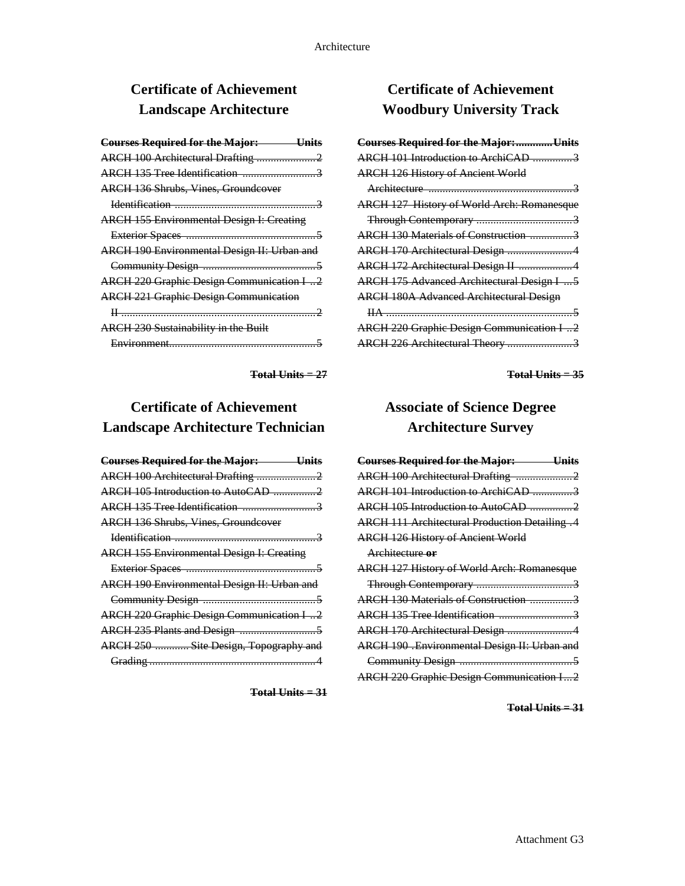## Certificate of Achievement
## Landscape Architecture

| ~~Courses Required for the Major:~~ | ~~Units~~ |
|---|---|
| ~~ARCH 100 Architectural Drafting~~ | ~~2~~ |
| ~~ARCH 135 Tree Identification~~ | ~~3~~ |
| ~~ARCH 136 Shrubs, Vines, Groundcover Identification~~ | ~~3~~ |
| ~~ARCH 155 Environmental Design I: Creating Exterior Spaces~~ | ~~5~~ |
| ~~ARCH 190 Environmental Design II: Urban and Community Design~~ | ~~5~~ |
| ~~ARCH 220 Graphic Design Communication I~~ | ~~2~~ |
| ~~ARCH 221 Graphic Design Communication II~~ | ~~2~~ |
| ~~ARCH 230 Sustainability in the Built Environment~~ | ~~5~~ |

**~~Total Units = 27~~**

## Certificate of Achievement
## Landscape Architecture Technician

| ~~Courses Required for the Major:~~ | ~~Units~~ |
|---|---|
| ~~ARCH 100 Architectural Drafting~~ | ~~2~~ |
| ~~ARCH 105 Introduction to AutoCAD~~ | ~~2~~ |
| ~~ARCH 135 Tree Identification~~ | ~~3~~ |
| ~~ARCH 136 Shrubs, Vines, Groundcover Identification~~ | ~~3~~ |
| ~~ARCH 155 Environmental Design I: Creating Exterior Spaces~~ | ~~5~~ |
| ~~ARCH 190 Environmental Design II: Urban and Community Design~~ | ~~5~~ |
| ~~ARCH 220 Graphic Design Communication I~~ | ~~2~~ |
| ~~ARCH 235 Plants and Design~~ | ~~5~~ |
| ~~ARCH 250 Site Design, Topography and Grading~~ | ~~4~~ |

**~~Total Units = 31~~**

## Certificate of Achievement
## Woodbury University Track

| ~~Courses Required for the Major:~~ | ~~Units~~ |
|---|---|
| ~~ARCH 101 Introduction to ArchiCAD~~ | ~~3~~ |
| ~~ARCH 126 History of Ancient World Architecture~~ | ~~3~~ |
| ~~ARCH 127 History of World Arch: Romanesque Through Contemporary~~ | ~~3~~ |
| ~~ARCH 130 Materials of Construction~~ | ~~3~~ |
| ~~ARCH 170 Architectural Design~~ | ~~4~~ |
| ~~ARCH 172 Architectural Design II~~ | ~~4~~ |
| ~~ARCH 175 Advanced Architectural Design I~~ | ~~5~~ |
| ~~ARCH 180A Advanced Architectural Design IIA~~ | ~~5~~ |
| ~~ARCH 220 Graphic Design Communication I~~ | ~~2~~ |
| ~~ARCH 226 Architectural Theory~~ | ~~3~~ |

**~~Total Units = 35~~**

## Associate of Science Degree
## Architecture Survey

| ~~Courses Required for the Major:~~ | ~~Units~~ |
|---|---|
| ~~ARCH 100 Architectural Drafting~~ | ~~2~~ |
| ~~ARCH 101 Introduction to ArchiCAD~~ | ~~3~~ |
| ~~ARCH 105 Introduction to AutoCAD~~ | ~~2~~ |
| ~~ARCH 111 Architectural Production Detailing~~ | ~~4~~ |
| ~~ARCH 126 History of Ancient World Architecture **or**~~ | |
| ~~ARCH 127 History of World Arch: Romanesque Through Contemporary~~ | ~~3~~ |
| ~~ARCH 130 Materials of Construction~~ | ~~3~~ |
| ~~ARCH 135 Tree Identification~~ | ~~3~~ |
| ~~ARCH 170 Architectural Design~~ | ~~4~~ |
| ~~ARCH 190 Environmental Design II: Urban and Community Design~~ | ~~5~~ |
| ~~ARCH 220 Graphic Design Communication I~~ | ~~2~~ |

**~~Total Units = 31~~**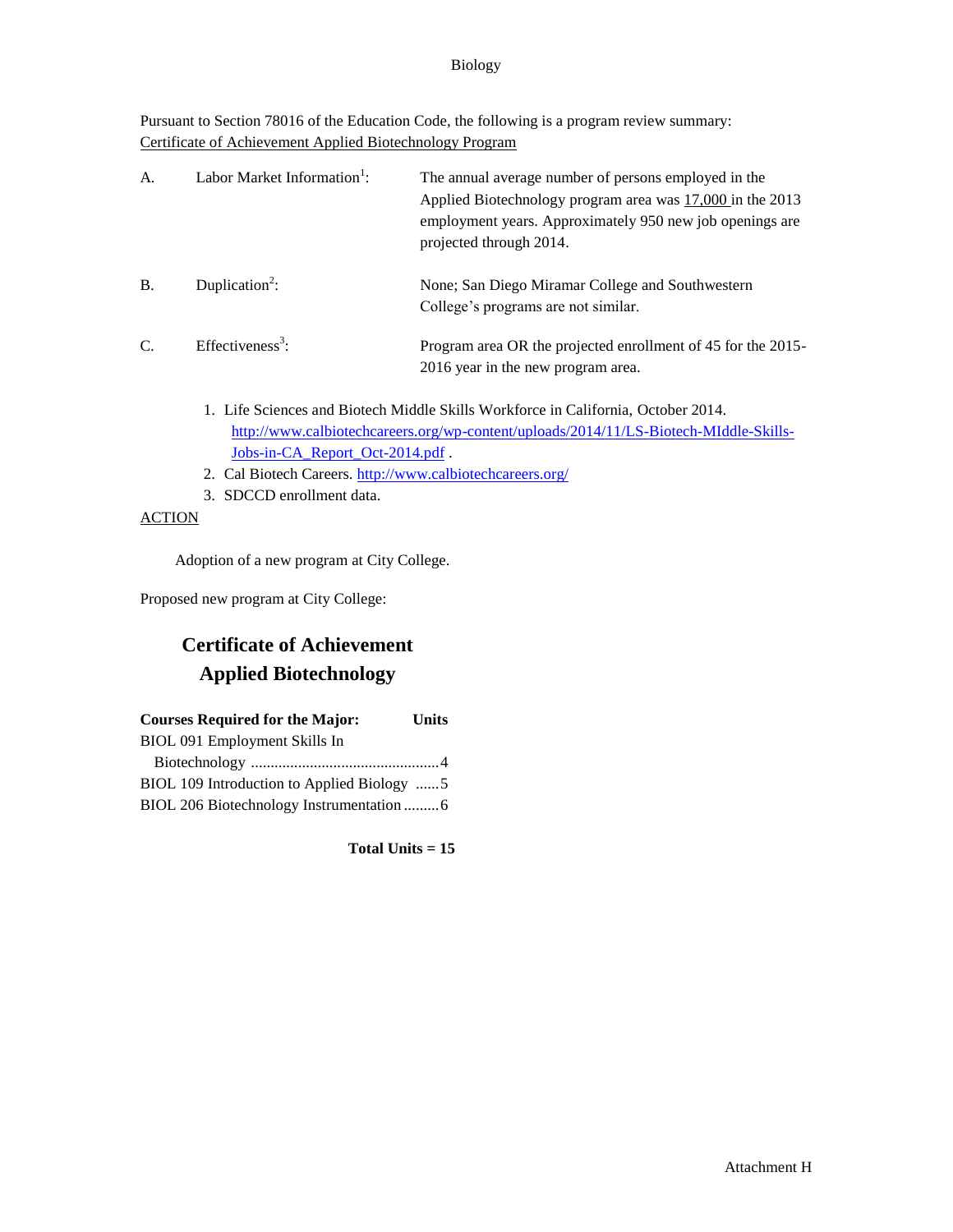Biology

Pursuant to Section 78016 of the Education Code, the following is a program review summary:
Certificate of Achievement Applied Biotechnology Program

| | | |
|---|---|---|
| A. | Labor Market Information[1]: | The annual average number of persons employed in the Applied Biotechnology program area was 17,000 in the 2013 employment years. Approximately 950 new job openings are projected through 2014. |
| B. | Duplication[2]: | None; San Diego Miramar College and Southwestern College's programs are not similar. |
| C. | Effectiveness[3]: | Program area OR the projected enrollment of 45 for the 2015-2016 year in the new program area. |

1. Life Sciences and Biotech Middle Skills Workforce in California, October 2014. http://www.calbiotechcareers.org/wp-content/uploads/2014/11/LS-Biotech-MIddle-Skills-Jobs-in-CA_Report_Oct-2014.pdf .
2. Cal Biotech Careers. http://www.calbiotechcareers.org/
3. SDCCD enrollment data.

ACTION

Adoption of a new program at City College.

Proposed new program at City College:

## Certificate of Achievement
## Applied Biotechnology

| **Courses Required for the Major:** | **Units** |
|---|---|
| BIOL 091 Employment Skills In Biotechnology | 4 |
| BIOL 109 Introduction to Applied Biology | 5 |
| BIOL 206 Biotechnology Instrumentation | 6 |

**Total Units = 15**

Attachment H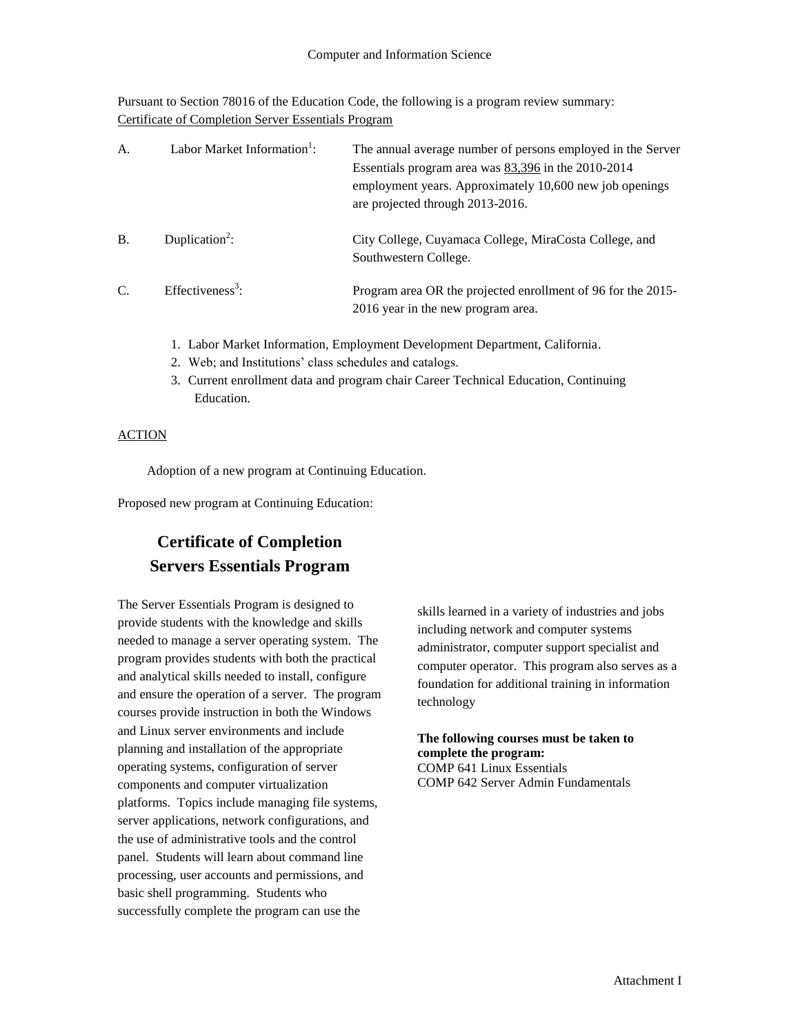Computer and Information Science

Pursuant to Section 78016 of the Education Code, the following is a program review summary:
Certificate of Completion Server Essentials Program

| | | |
|---|---|---|
| A. | Labor Market Information[1]: | The annual average number of persons employed in the Server Essentials program area was 83,396 in the 2010-2014 employment years. Approximately 10,600 new job openings are projected through 2013-2016. |
| B. | Duplication[2]: | City College, Cuyamaca College, MiraCosta College, and Southwestern College. |
| C. | Effectiveness[3]: | Program area OR the projected enrollment of 96 for the 2015-2016 year in the new program area. |

1. Labor Market Information, Employment Development Department, California.
2. Web; and Institutions' class schedules and catalogs.
3. Current enrollment data and program chair Career Technical Education, Continuing Education.

ACTION

Adoption of a new program at Continuing Education.

Proposed new program at Continuing Education:

## Certificate of Completion
## Servers Essentials Program

The Server Essentials Program is designed to provide students with the knowledge and skills needed to manage a server operating system. The program provides students with both the practical and analytical skills needed to install, configure and ensure the operation of a server. The program courses provide instruction in both the Windows and Linux server environments and include planning and installation of the appropriate operating systems, configuration of server components and computer virtualization platforms. Topics include managing file systems, server applications, network configurations, and the use of administrative tools and the control panel. Students will learn about command line processing, user accounts and permissions, and basic shell programming. Students who successfully complete the program can use the skills learned in a variety of industries and jobs including network and computer systems administrator, computer support specialist and computer operator. This program also serves as a foundation for additional training in information technology

**The following courses must be taken to complete the program:**
COMP 641 Linux Essentials
COMP 642 Server Admin Fundamentals

Attachment I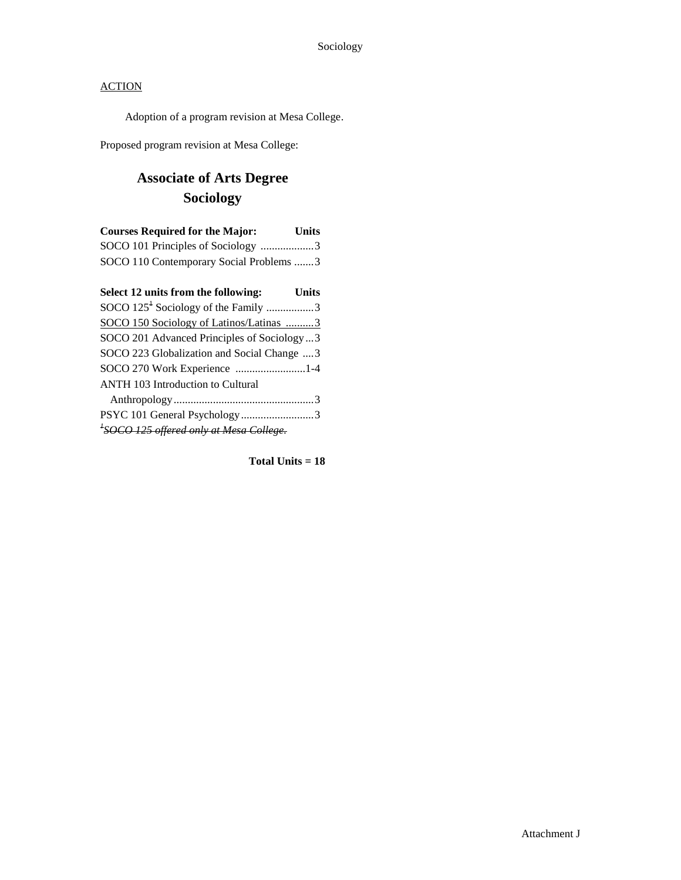ACTION

Adoption of a program revision at Mesa College.

Proposed program revision at Mesa College:

## Associate of Arts Degree
## Sociology

| Courses Required for the Major: | Units |
|---|---|
| SOCO 101 Principles of Sociology | 3 |
| SOCO 110 Contemporary Social Problems | 3 |

| Select 12 units from the following: | Units |
|---|---|
| SOCO 125~~[1]~~ Sociology of the Family | 3 |
| SOCO 150 Sociology of Latinos/Latinas | 3 |
| SOCO 201 Advanced Principles of Sociology | 3 |
| SOCO 223 Globalization and Social Change | 3 |
| SOCO 270 Work Experience | 1-4 |
| ANTH 103 Introduction to Cultural Anthropology | 3 |
| PSYC 101 General Psychology | 3 |

~~[1] *SOCO 125 offered only at Mesa College.*~~

**Total Units = 18**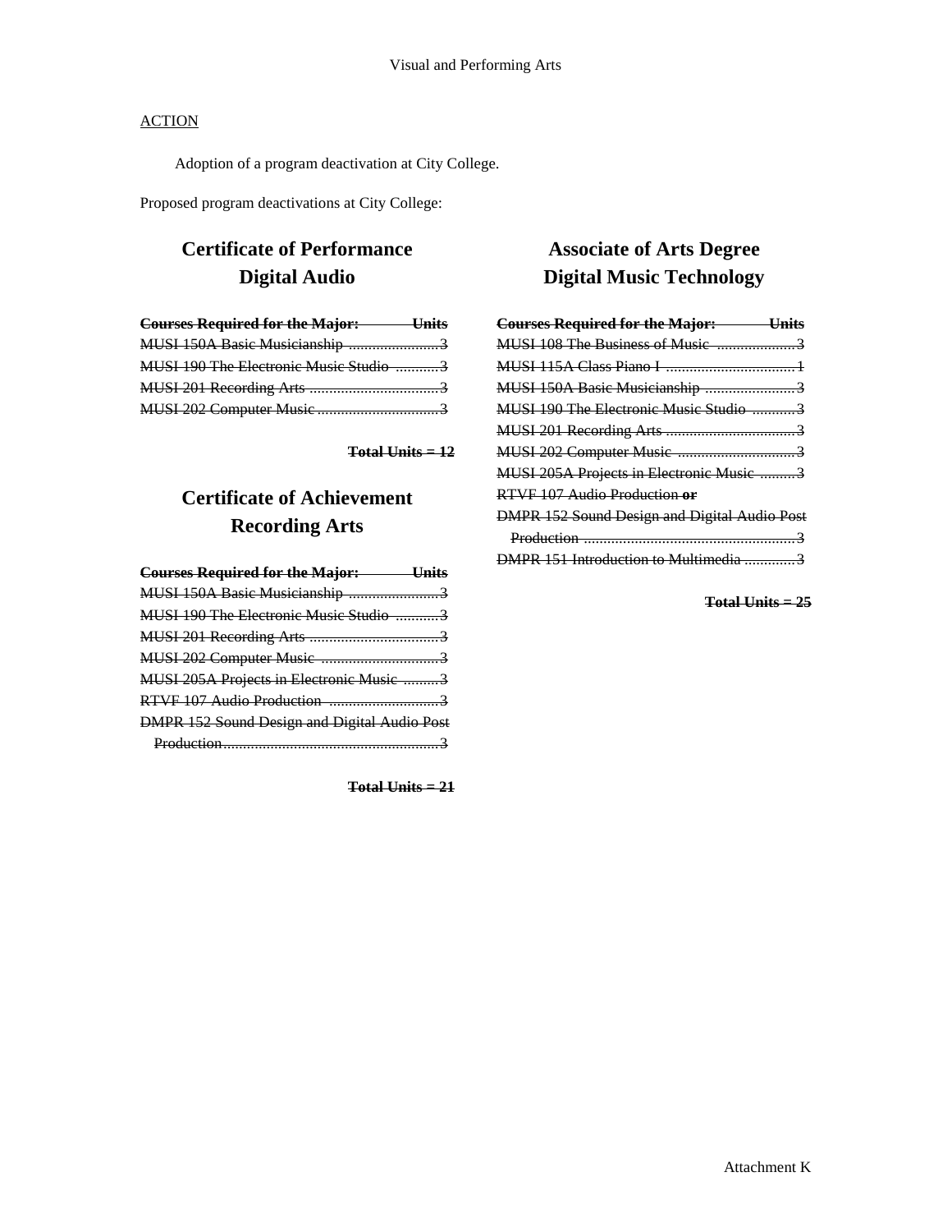ACTION

Adoption of a program deactivation at City College.

Proposed program deactivations at City College:

## Certificate of Performance
## Digital Audio

| ~~Courses Required for the Major:~~ | ~~Units~~ |
|---|---|
| ~~MUSI 150A Basic Musicianship~~ | ~~3~~ |
| ~~MUSI 190 The Electronic Music Studio~~ | ~~3~~ |
| ~~MUSI 201 Recording Arts~~ | ~~3~~ |
| ~~MUSI 202 Computer Music~~ | ~~3~~ |

~~**Total Units = 12**~~

## Certificate of Achievement
## Recording Arts

| ~~Courses Required for the Major:~~ | ~~Units~~ |
|---|---|
| ~~MUSI 150A Basic Musicianship~~ | ~~3~~ |
| ~~MUSI 190 The Electronic Music Studio~~ | ~~3~~ |
| ~~MUSI 201 Recording Arts~~ | ~~3~~ |
| ~~MUSI 202 Computer Music~~ | ~~3~~ |
| ~~MUSI 205A Projects in Electronic Music~~ | ~~3~~ |
| ~~RTVF 107 Audio Production~~ | ~~3~~ |
| ~~DMPR 152 Sound Design and Digital Audio Post Production~~ | ~~3~~ |

~~**Total Units = 21**~~

## Associate of Arts Degree
## Digital Music Technology

| ~~Courses Required for the Major:~~ | ~~Units~~ |
|---|---|
| ~~MUSI 108 The Business of Music~~ | ~~3~~ |
| ~~MUSI 115A Class Piano I~~ | ~~1~~ |
| ~~MUSI 150A Basic Musicianship~~ | ~~3~~ |
| ~~MUSI 190 The Electronic Music Studio~~ | ~~3~~ |
| ~~MUSI 201 Recording Arts~~ | ~~3~~ |
| ~~MUSI 202 Computer Music~~ | ~~3~~ |
| ~~MUSI 205A Projects in Electronic Music~~ | ~~3~~ |
| ~~RTVF 107 Audio Production **or**~~ | |
| ~~DMPR 152 Sound Design and Digital Audio Post Production~~ | ~~3~~ |
| ~~DMPR 151 Introduction to Multimedia~~ | ~~3~~ |

~~**Total Units = 25**~~

Attachment K